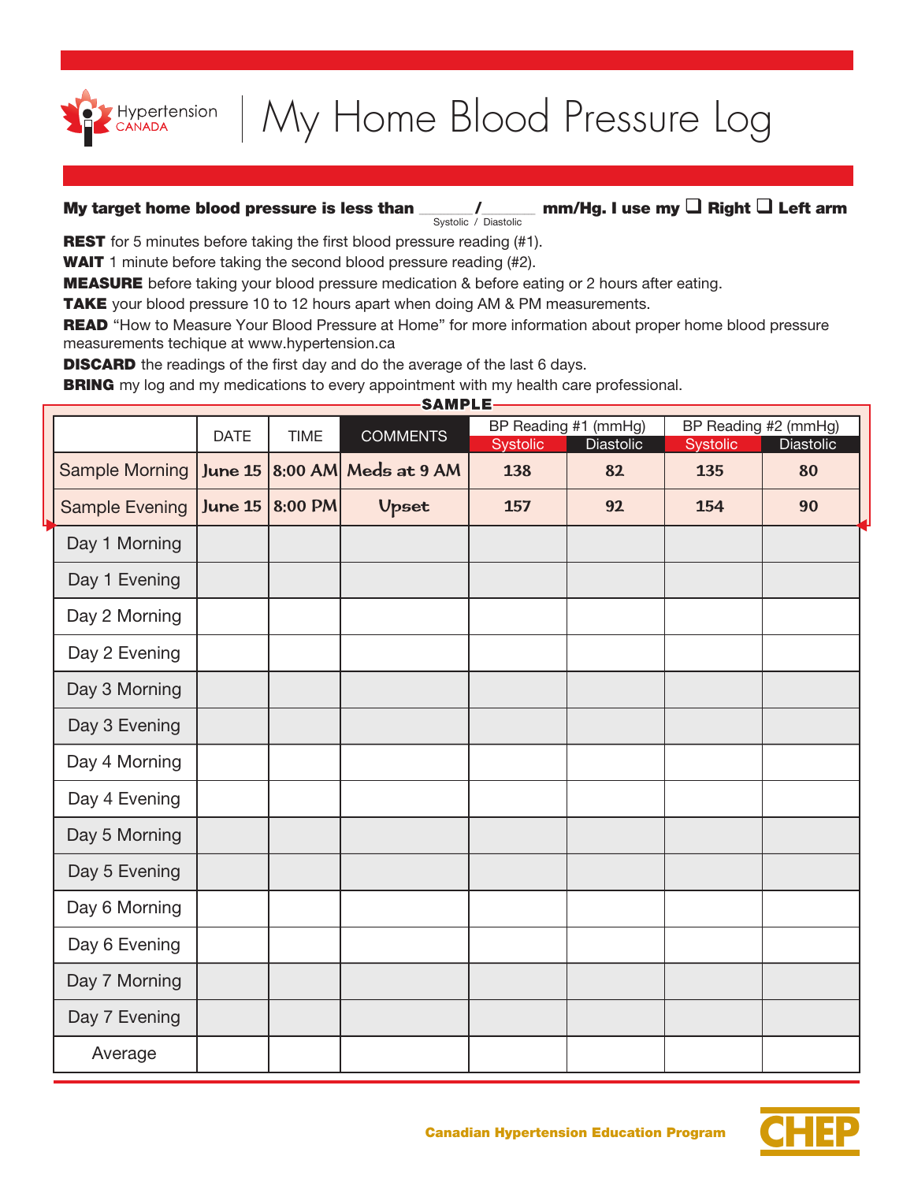Hypertension CANADA

# My Home Blood Pressure Log

**My target home blood pressure is less than** ______/______ (Systolic / Diastolic) **mm/Hg. I use my ❑ Right ❑ Left arm**

**REST** for 5 minutes before taking the first blood pressure reading (#1).
**WAIT** 1 minute before taking the second blood pressure reading (#2).
**MEASURE** before taking your blood pressure medication & before eating or 2 hours after eating.
**TAKE** your blood pressure 10 to 12 hours apart when doing AM & PM measurements.
**READ** "How to Measure Your Blood Pressure at Home" for more information about proper home blood pressure measurements techique at www.hypertension.ca
**DISCARD** the readings of the first day and do the average of the last 6 days.
**BRING** my log and my medications to every appointment with my health care professional.

**SAMPLE**

| | DATE | TIME | COMMENTS | BP Reading #1 (mmHg) | | BP Reading #2 (mmHg) | |
|---|---|---|---|---|---|---|---|
| | | | | Systolic | Diastolic | Systolic | Diastolic |
| Sample Morning | June 15 | 8:00 AM | Meds at 9 AM | 138 | 82 | 135 | 80 |
| Sample Evening | June 15 | 8:00 PM | Upset | 157 | 92 | 154 | 90 |
| Day 1 Morning | | | | | | | |
| Day 1 Evening | | | | | | | |
| Day 2 Morning | | | | | | | |
| Day 2 Evening | | | | | | | |
| Day 3 Morning | | | | | | | |
| Day 3 Evening | | | | | | | |
| Day 4 Morning | | | | | | | |
| Day 4 Evening | | | | | | | |
| Day 5 Morning | | | | | | | |
| Day 5 Evening | | | | | | | |
| Day 6 Morning | | | | | | | |
| Day 6 Evening | | | | | | | |
| Day 7 Morning | | | | | | | |
| Day 7 Evening | | | | | | | |
| Average | | | | | | | |

Canadian Hypertension Education Program

CHEP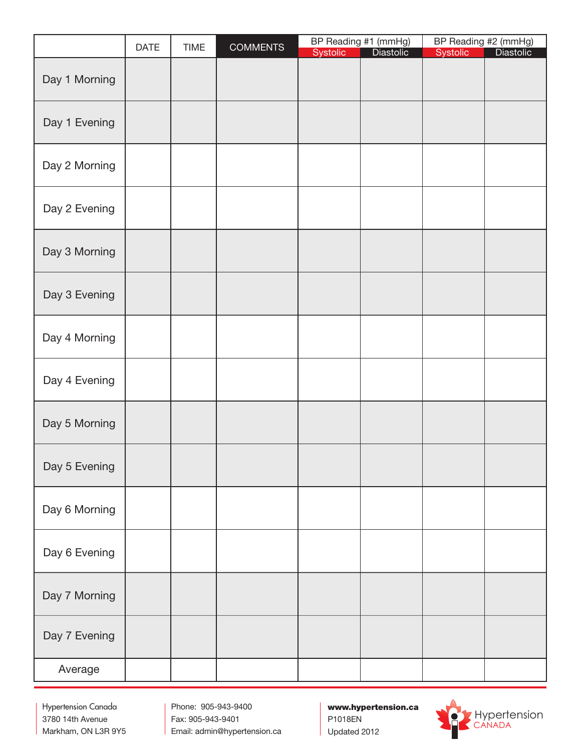|  | DATE | TIME | COMMENTS | BP Reading #1 (mmHg) |  | BP Reading #2 (mmHg) |  |
|---|---|---|---|---|---|---|---|
|  |  |  |  | Systolic | Diastolic | Systolic | Diastolic |
| Day 1 Morning |  |  |  |  |  |  |  |
| Day 1 Evening |  |  |  |  |  |  |  |
| Day 2 Morning |  |  |  |  |  |  |  |
| Day 2 Evening |  |  |  |  |  |  |  |
| Day 3 Morning |  |  |  |  |  |  |  |
| Day 3 Evening |  |  |  |  |  |  |  |
| Day 4 Morning |  |  |  |  |  |  |  |
| Day 4 Evening |  |  |  |  |  |  |  |
| Day 5 Morning |  |  |  |  |  |  |  |
| Day 5 Evening |  |  |  |  |  |  |  |
| Day 6 Morning |  |  |  |  |  |  |  |
| Day 6 Evening |  |  |  |  |  |  |  |
| Day 7 Morning |  |  |  |  |  |  |  |
| Day 7 Evening |  |  |  |  |  |  |  |
| Average |  |  |  |  |  |  |  |

Hypertension Canada
3780 14th Avenue
Markham, ON L3R 9Y5

Phone: 905-943-9400
Fax: 905-943-9401
Email: admin@hypertension.ca

**www.hypertension.ca**
P1018EN
Updated 2012

Hypertension CANADA